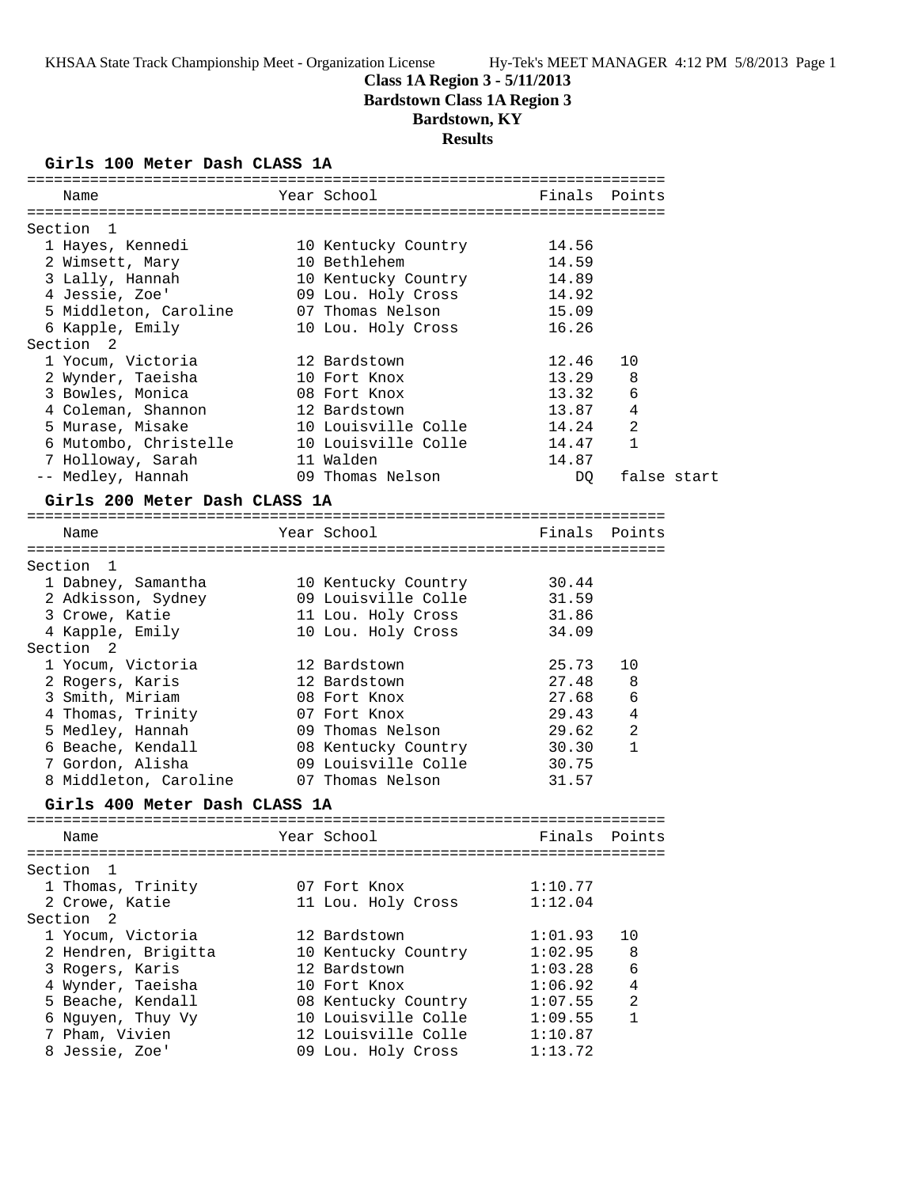# Class 1A Region 3 - 5/11/2013

## Bardstown Class 1A Region 3

## Bardstown, KY

## Results

### Girls 100 Meter Dash CLASS 1A

| Name | Year | School | Finals | Points |
|---|---|---|---|---|
| **Section 1** | | | | |
| 1 Hayes, Kennedi | 10 | Kentucky Country | 14.56 | |
| 2 Wimsett, Mary | 10 | Bethlehem | 14.59 | |
| 3 Lally, Hannah | 10 | Kentucky Country | 14.89 | |
| 4 Jessie, Zoe' | 09 | Lou. Holy Cross | 14.92 | |
| 5 Middleton, Caroline | 07 | Thomas Nelson | 15.09 | |
| 6 Kapple, Emily | 10 | Lou. Holy Cross | 16.26 | |
| **Section 2** | | | | |
| 1 Yocum, Victoria | 12 | Bardstown | 12.46 | 10 |
| 2 Wynder, Taeisha | 10 | Fort Knox | 13.29 | 8 |
| 3 Bowles, Monica | 08 | Fort Knox | 13.32 | 6 |
| 4 Coleman, Shannon | 12 | Bardstown | 13.87 | 4 |
| 5 Murase, Misake | 10 | Louisville Colle | 14.24 | 2 |
| 6 Mutombo, Christelle | 10 | Louisville Colle | 14.47 | 1 |
| 7 Holloway, Sarah | 11 | Walden | 14.87 | |
| -- Medley, Hannah | 09 | Thomas Nelson | DQ | false start |

### Girls 200 Meter Dash CLASS 1A

| Name | Year | School | Finals | Points |
|---|---|---|---|---|
| **Section 1** | | | | |
| 1 Dabney, Samantha | 10 | Kentucky Country | 30.44 | |
| 2 Adkisson, Sydney | 09 | Louisville Colle | 31.59 | |
| 3 Crowe, Katie | 11 | Lou. Holy Cross | 31.86 | |
| 4 Kapple, Emily | 10 | Lou. Holy Cross | 34.09 | |
| **Section 2** | | | | |
| 1 Yocum, Victoria | 12 | Bardstown | 25.73 | 10 |
| 2 Rogers, Karis | 12 | Bardstown | 27.48 | 8 |
| 3 Smith, Miriam | 08 | Fort Knox | 27.68 | 6 |
| 4 Thomas, Trinity | 07 | Fort Knox | 29.43 | 4 |
| 5 Medley, Hannah | 09 | Thomas Nelson | 29.62 | 2 |
| 6 Beache, Kendall | 08 | Kentucky Country | 30.30 | 1 |
| 7 Gordon, Alisha | 09 | Louisville Colle | 30.75 | |
| 8 Middleton, Caroline | 07 | Thomas Nelson | 31.57 | |

### Girls 400 Meter Dash CLASS 1A

| Name | Year | School | Finals | Points |
|---|---|---|---|---|
| **Section 1** | | | | |
| 1 Thomas, Trinity | 07 | Fort Knox | 1:10.77 | |
| 2 Crowe, Katie | 11 | Lou. Holy Cross | 1:12.04 | |
| **Section 2** | | | | |
| 1 Yocum, Victoria | 12 | Bardstown | 1:01.93 | 10 |
| 2 Hendren, Brigitta | 10 | Kentucky Country | 1:02.95 | 8 |
| 3 Rogers, Karis | 12 | Bardstown | 1:03.28 | 6 |
| 4 Wynder, Taeisha | 10 | Fort Knox | 1:06.92 | 4 |
| 5 Beache, Kendall | 08 | Kentucky Country | 1:07.55 | 2 |
| 6 Nguyen, Thuy Vy | 10 | Louisville Colle | 1:09.55 | 1 |
| 7 Pham, Vivien | 12 | Louisville Colle | 1:10.87 | |
| 8 Jessie, Zoe' | 09 | Lou. Holy Cross | 1:13.72 | |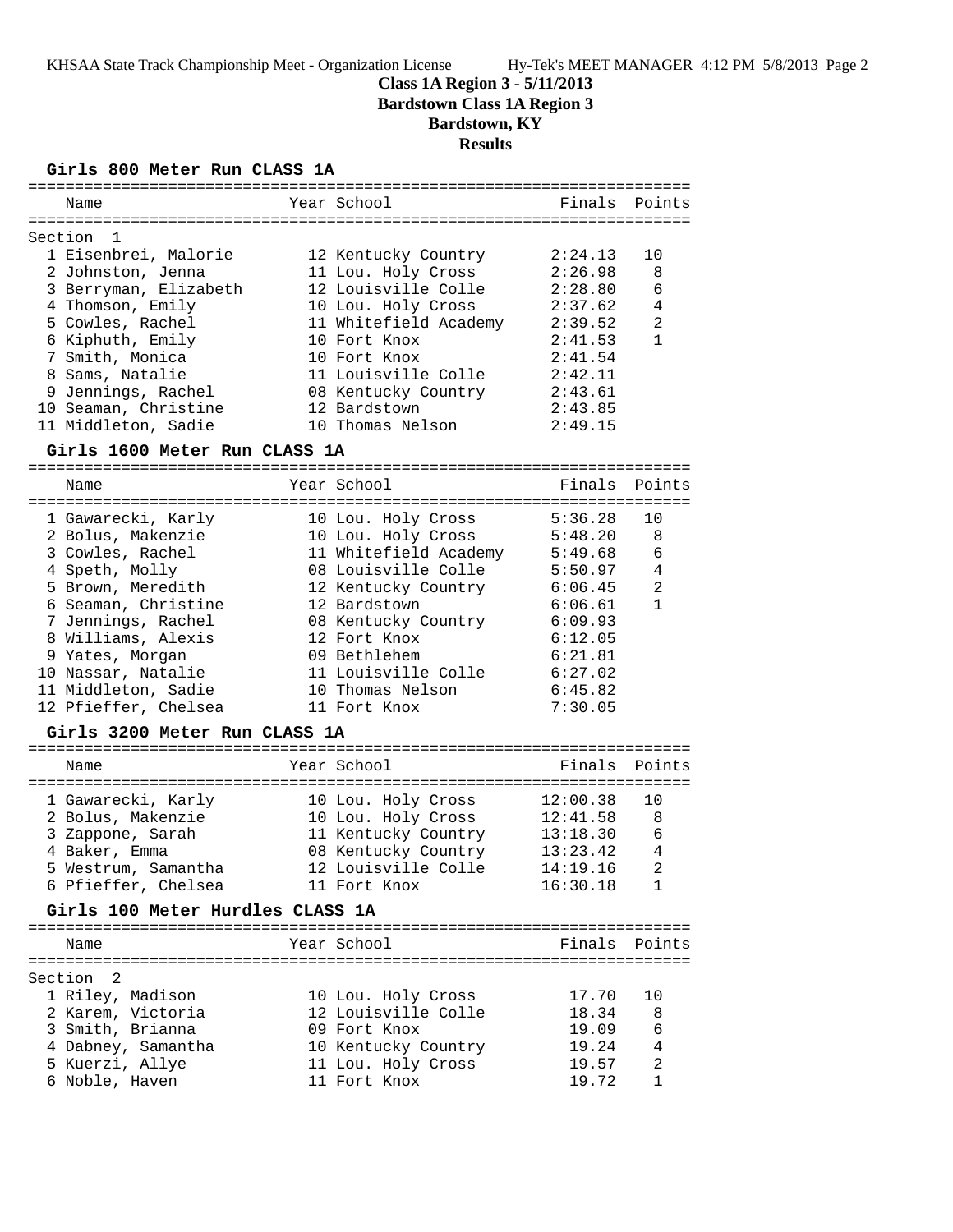# Class 1A Region 3 - 5/11/2013
## Bardstown Class 1A Region 3
## Bardstown, KY
## Results

### Girls 800 Meter Run CLASS 1A

Section 1

| Place | Name | Year | School | Finals | Points |
|---|---|---|---|---|---|
| 1 | Eisenbrei, Malorie | 12 | Kentucky Country | 2:24.13 | 10 |
| 2 | Johnston, Jenna | 11 | Lou. Holy Cross | 2:26.98 | 8 |
| 3 | Berryman, Elizabeth | 12 | Louisville Colle | 2:28.80 | 6 |
| 4 | Thomson, Emily | 10 | Lou. Holy Cross | 2:37.62 | 4 |
| 5 | Cowles, Rachel | 11 | Whitefield Academy | 2:39.52 | 2 |
| 6 | Kiphuth, Emily | 10 | Fort Knox | 2:41.53 | 1 |
| 7 | Smith, Monica | 10 | Fort Knox | 2:41.54 | |
| 8 | Sams, Natalie | 11 | Louisville Colle | 2:42.11 | |
| 9 | Jennings, Rachel | 08 | Kentucky Country | 2:43.61 | |
| 10 | Seaman, Christine | 12 | Bardstown | 2:43.85 | |
| 11 | Middleton, Sadie | 10 | Thomas Nelson | 2:49.15 | |

### Girls 1600 Meter Run CLASS 1A

| Place | Name | Year | School | Finals | Points |
|---|---|---|---|---|---|
| 1 | Gawarecki, Karly | 10 | Lou. Holy Cross | 5:36.28 | 10 |
| 2 | Bolus, Makenzie | 10 | Lou. Holy Cross | 5:48.20 | 8 |
| 3 | Cowles, Rachel | 11 | Whitefield Academy | 5:49.68 | 6 |
| 4 | Speth, Molly | 08 | Louisville Colle | 5:50.97 | 4 |
| 5 | Brown, Meredith | 12 | Kentucky Country | 6:06.45 | 2 |
| 6 | Seaman, Christine | 12 | Bardstown | 6:06.61 | 1 |
| 7 | Jennings, Rachel | 08 | Kentucky Country | 6:09.93 | |
| 8 | Williams, Alexis | 12 | Fort Knox | 6:12.05 | |
| 9 | Yates, Morgan | 09 | Bethlehem | 6:21.81 | |
| 10 | Nassar, Natalie | 11 | Louisville Colle | 6:27.02 | |
| 11 | Middleton, Sadie | 10 | Thomas Nelson | 6:45.82 | |
| 12 | Pfieffer, Chelsea | 11 | Fort Knox | 7:30.05 | |

### Girls 3200 Meter Run CLASS 1A

| Place | Name | Year | School | Finals | Points |
|---|---|---|---|---|---|
| 1 | Gawarecki, Karly | 10 | Lou. Holy Cross | 12:00.38 | 10 |
| 2 | Bolus, Makenzie | 10 | Lou. Holy Cross | 12:41.58 | 8 |
| 3 | Zappone, Sarah | 11 | Kentucky Country | 13:18.30 | 6 |
| 4 | Baker, Emma | 08 | Kentucky Country | 13:23.42 | 4 |
| 5 | Westrum, Samantha | 12 | Louisville Colle | 14:19.16 | 2 |
| 6 | Pfieffer, Chelsea | 11 | Fort Knox | 16:30.18 | 1 |

### Girls 100 Meter Hurdles CLASS 1A

Section 2

| Place | Name | Year | School | Finals | Points |
|---|---|---|---|---|---|
| 1 | Riley, Madison | 10 | Lou. Holy Cross | 17.70 | 10 |
| 2 | Karem, Victoria | 12 | Louisville Colle | 18.34 | 8 |
| 3 | Smith, Brianna | 09 | Fort Knox | 19.09 | 6 |
| 4 | Dabney, Samantha | 10 | Kentucky Country | 19.24 | 4 |
| 5 | Kuerzi, Allye | 11 | Lou. Holy Cross | 19.57 | 2 |
| 6 | Noble, Haven | 11 | Fort Knox | 19.72 | 1 |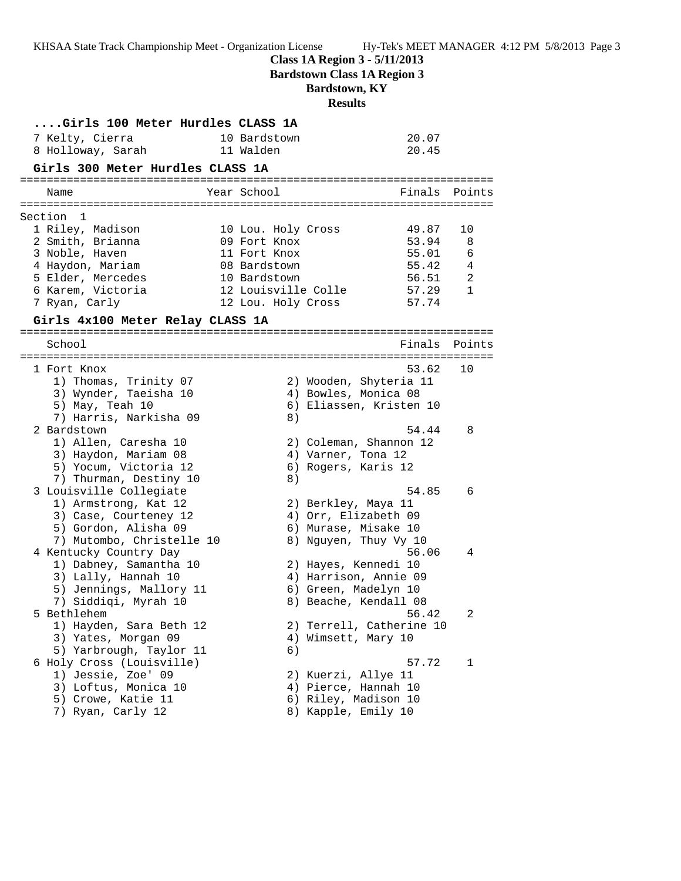**Class 1A Region 3 - 5/11/2013**
**Bardstown Class 1A Region 3**
**Bardstown, KY**
**Results**

### ....Girls 100 Meter Hurdles CLASS 1A

| Place | Name | Year | School | Finals |
|---|---|---|---|---|
| 7 | Kelty, Cierra | 10 | Bardstown | 20.07 |
| 8 | Holloway, Sarah | 11 | Walden | 20.45 |

### Girls 300 Meter Hurdles CLASS 1A

Section 1

| Place | Name | Year | School | Finals | Points |
|---|---|---|---|---|---|
| 1 | Riley, Madison | 10 | Lou. Holy Cross | 49.87 | 10 |
| 2 | Smith, Brianna | 09 | Fort Knox | 53.94 | 8 |
| 3 | Noble, Haven | 11 | Fort Knox | 55.01 | 6 |
| 4 | Haydon, Mariam | 08 | Bardstown | 55.42 | 4 |
| 5 | Elder, Mercedes | 10 | Bardstown | 56.51 | 2 |
| 6 | Karem, Victoria | 12 | Louisville Colle | 57.29 | 1 |
| 7 | Ryan, Carly | 12 | Lou. Holy Cross | 57.74 | |

### Girls 4x100 Meter Relay CLASS 1A

| Place | School | Finals | Points |
|---|---|---|---|
| 1 | Fort Knox | 53.62 | 10 |
| 2 | Bardstown | 54.44 | 8 |
| 3 | Louisville Collegiate | 54.85 | 6 |
| 4 | Kentucky Country Day | 56.06 | 4 |
| 5 | Bethlehem | 56.42 | 2 |
| 6 | Holy Cross (Louisville) | 57.72 | 1 |

1 Fort Knox — 53.62 — 10
1) Thomas, Trinity 07; 2) Wooden, Shyteria 11; 3) Wynder, Taeisha 10; 4) Bowles, Monica 08; 5) May, Teah 10; 6) Eliassen, Kristen 10; 7) Harris, Narkisha 09; 8)

2 Bardstown — 54.44 — 8
1) Allen, Caresha 10; 2) Coleman, Shannon 12; 3) Haydon, Mariam 08; 4) Varner, Tona 12; 5) Yocum, Victoria 12; 6) Rogers, Karis 12; 7) Thurman, Destiny 10; 8)

3 Louisville Collegiate — 54.85 — 6
1) Armstrong, Kat 12; 2) Berkley, Maya 11; 3) Case, Courteney 12; 4) Orr, Elizabeth 09; 5) Gordon, Alisha 09; 6) Murase, Misake 10; 7) Mutombo, Christelle 10; 8) Nguyen, Thuy Vy 10

4 Kentucky Country Day — 56.06 — 4
1) Dabney, Samantha 10; 2) Hayes, Kennedi 10; 3) Lally, Hannah 10; 4) Harrison, Annie 09; 5) Jennings, Mallory 11; 6) Green, Madelyn 10; 7) Siddiqi, Myrah 10; 8) Beache, Kendall 08

5 Bethlehem — 56.42 — 2
1) Hayden, Sara Beth 12; 2) Terrell, Catherine 10; 3) Yates, Morgan 09; 4) Wimsett, Mary 10; 5) Yarbrough, Taylor 11; 6)

6 Holy Cross (Louisville) — 57.72 — 1
1) Jessie, Zoe' 09; 2) Kuerzi, Allye 11; 3) Loftus, Monica 10; 4) Pierce, Hannah 10; 5) Crowe, Katie 11; 6) Riley, Madison 10; 7) Ryan, Carly 12; 8) Kapple, Emily 10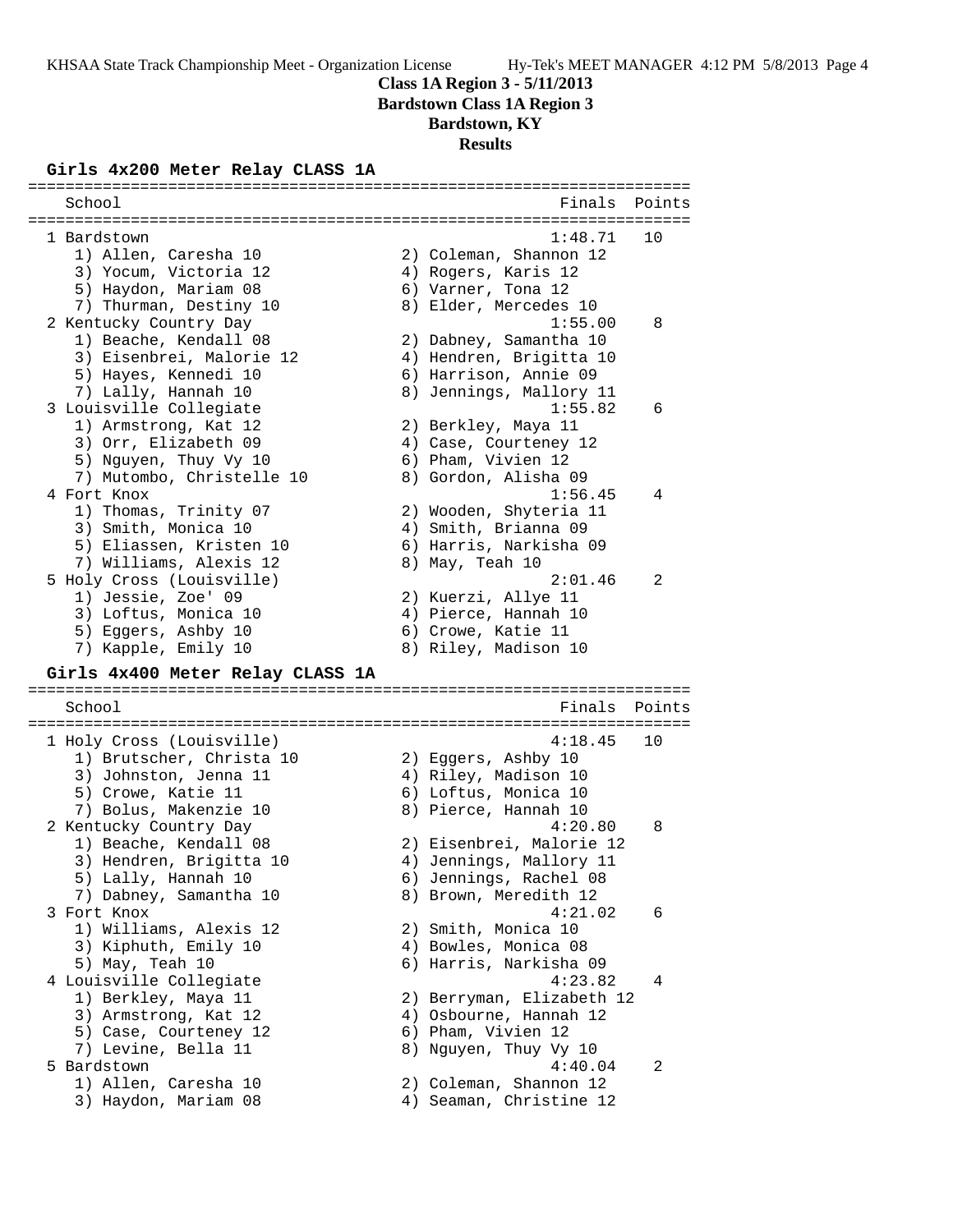# Class 1A Region 3 - 5/11/2013
## Bardstown Class 1A Region 3
## Bardstown, KY
## Results

### Girls 4x200 Meter Relay CLASS 1A

```
=======================================================================
   School                                               Finals  Points
=======================================================================
  1 Bardstown                                          1:48.71   10
     1) Allen, Caresha 10               2) Coleman, Shannon 12
     3) Yocum, Victoria 12              4) Rogers, Karis 12
     5) Haydon, Mariam 08               6) Varner, Tona 12
     7) Thurman, Destiny 10             8) Elder, Mercedes 10
  2 Kentucky Country Day                               1:55.00    8
     1) Beache, Kendall 08              2) Dabney, Samantha 10
     3) Eisenbrei, Malorie 12           4) Hendren, Brigitta 10
     5) Hayes, Kennedi 10               6) Harrison, Annie 09
     7) Lally, Hannah 10                8) Jennings, Mallory 11
  3 Louisville Collegiate                              1:55.82    6
     1) Armstrong, Kat 12               2) Berkley, Maya 11
     3) Orr, Elizabeth 09               4) Case, Courteney 12
     5) Nguyen, Thuy Vy 10              6) Pham, Vivien 12
     7) Mutombo, Christelle 10          8) Gordon, Alisha 09
  4 Fort Knox                                          1:56.45    4
     1) Thomas, Trinity 07              2) Wooden, Shyteria 11
     3) Smith, Monica 10                4) Smith, Brianna 09
     5) Eliassen, Kristen 10            6) Harris, Narkisha 09
     7) Williams, Alexis 12             8) May, Teah 10
  5 Holy Cross (Louisville)                            2:01.46    2
     1) Jessie, Zoe' 09                 2) Kuerzi, Allye 11
     3) Loftus, Monica 10               4) Pierce, Hannah 10
     5) Eggers, Ashby 10                6) Crowe, Katie 11
     7) Kapple, Emily 10                8) Riley, Madison 10
```

### Girls 4x400 Meter Relay CLASS 1A

```
=======================================================================
   School                                               Finals  Points
=======================================================================
  1 Holy Cross (Louisville)                            4:18.45   10
     1) Brutscher, Christa 10           2) Eggers, Ashby 10
     3) Johnston, Jenna 11              4) Riley, Madison 10
     5) Crowe, Katie 11                 6) Loftus, Monica 10
     7) Bolus, Makenzie 10              8) Pierce, Hannah 10
  2 Kentucky Country Day                               4:20.80    8
     1) Beache, Kendall 08              2) Eisenbrei, Malorie 12
     3) Hendren, Brigitta 10            4) Jennings, Mallory 11
     5) Lally, Hannah 10                6) Jennings, Rachel 08
     7) Dabney, Samantha 10             8) Brown, Meredith 12
  3 Fort Knox                                          4:21.02    6
     1) Williams, Alexis 12             2) Smith, Monica 10
     3) Kiphuth, Emily 10               4) Bowles, Monica 08
     5) May, Teah 10                    6) Harris, Narkisha 09
  4 Louisville Collegiate                              4:23.82    4
     1) Berkley, Maya 11                2) Berryman, Elizabeth 12
     3) Armstrong, Kat 12               4) Osbourne, Hannah 12
     5) Case, Courteney 12              6) Pham, Vivien 12
     7) Levine, Bella 11                8) Nguyen, Thuy Vy 10
  5 Bardstown                                          4:40.04    2
     1) Allen, Caresha 10               2) Coleman, Shannon 12
     3) Haydon, Mariam 08               4) Seaman, Christine 12
```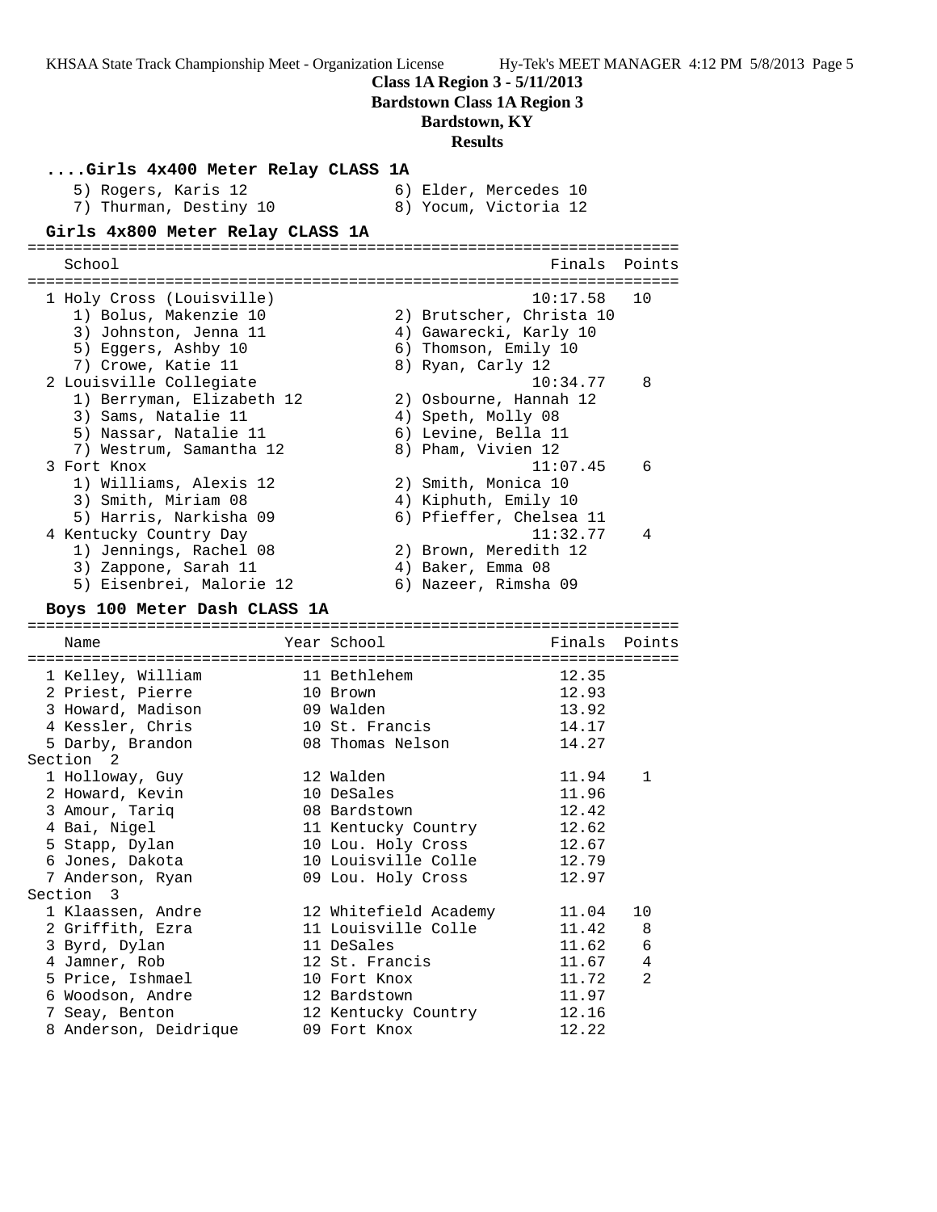**Class 1A Region 3 - 5/11/2013**
**Bardstown Class 1A Region 3**
**Bardstown, KY**
**Results**

### ....Girls 4x400 Meter Relay CLASS 1A

5) Rogers, Karis 12
6) Elder, Mercedes 10
7) Thurman, Destiny 10
8) Yocum, Victoria 12

### Girls 4x800 Meter Relay CLASS 1A

| School | Finals | Points |
|---|---|---|
| 1 Holy Cross (Louisville) | 10:17.58 | 10 |
| 1) Bolus, Makenzie 10; 2) Brutscher, Christa 10; 3) Johnston, Jenna 11; 4) Gawarecki, Karly 10; 5) Eggers, Ashby 10; 6) Thomson, Emily 10; 7) Crowe, Katie 11; 8) Ryan, Carly 12 | | |
| 2 Louisville Collegiate | 10:34.77 | 8 |
| 1) Berryman, Elizabeth 12; 2) Osbourne, Hannah 12; 3) Sams, Natalie 11; 4) Speth, Molly 08; 5) Nassar, Natalie 11; 6) Levine, Bella 11; 7) Westrum, Samantha 12; 8) Pham, Vivien 12 | | |
| 3 Fort Knox | 11:07.45 | 6 |
| 1) Williams, Alexis 12; 2) Smith, Monica 10; 3) Smith, Miriam 08; 4) Kiphuth, Emily 10; 5) Harris, Narkisha 09; 6) Pfieffer, Chelsea 11 | | |
| 4 Kentucky Country Day | 11:32.77 | 4 |
| 1) Jennings, Rachel 08; 2) Brown, Meredith 12; 3) Zappone, Sarah 11; 4) Baker, Emma 08; 5) Eisenbrei, Malorie 12; 6) Nazeer, Rimsha 09 | | |

### Boys 100 Meter Dash CLASS 1A

| Name | Year | School | Finals | Points |
|---|---|---|---|---|
| 1 Kelley, William | 11 | Bethlehem | 12.35 | |
| 2 Priest, Pierre | 10 | Brown | 12.93 | |
| 3 Howard, Madison | 09 | Walden | 13.92 | |
| 4 Kessler, Chris | 10 | St. Francis | 14.17 | |
| 5 Darby, Brandon | 08 | Thomas Nelson | 14.27 | |
| **Section 2** | | | | |
| 1 Holloway, Guy | 12 | Walden | 11.94 | 1 |
| 2 Howard, Kevin | 10 | DeSales | 11.96 | |
| 3 Amour, Tariq | 08 | Bardstown | 12.42 | |
| 4 Bai, Nigel | 11 | Kentucky Country | 12.62 | |
| 5 Stapp, Dylan | 10 | Lou. Holy Cross | 12.67 | |
| 6 Jones, Dakota | 10 | Louisville Colle | 12.79 | |
| 7 Anderson, Ryan | 09 | Lou. Holy Cross | 12.97 | |
| **Section 3** | | | | |
| 1 Klaassen, Andre | 12 | Whitefield Academy | 11.04 | 10 |
| 2 Griffith, Ezra | 11 | Louisville Colle | 11.42 | 8 |
| 3 Byrd, Dylan | 11 | DeSales | 11.62 | 6 |
| 4 Jamner, Rob | 12 | St. Francis | 11.67 | 4 |
| 5 Price, Ishmael | 10 | Fort Knox | 11.72 | 2 |
| 6 Woodson, Andre | 12 | Bardstown | 11.97 | |
| 7 Seay, Benton | 12 | Kentucky Country | 12.16 | |
| 8 Anderson, Deidrique | 09 | Fort Knox | 12.22 | |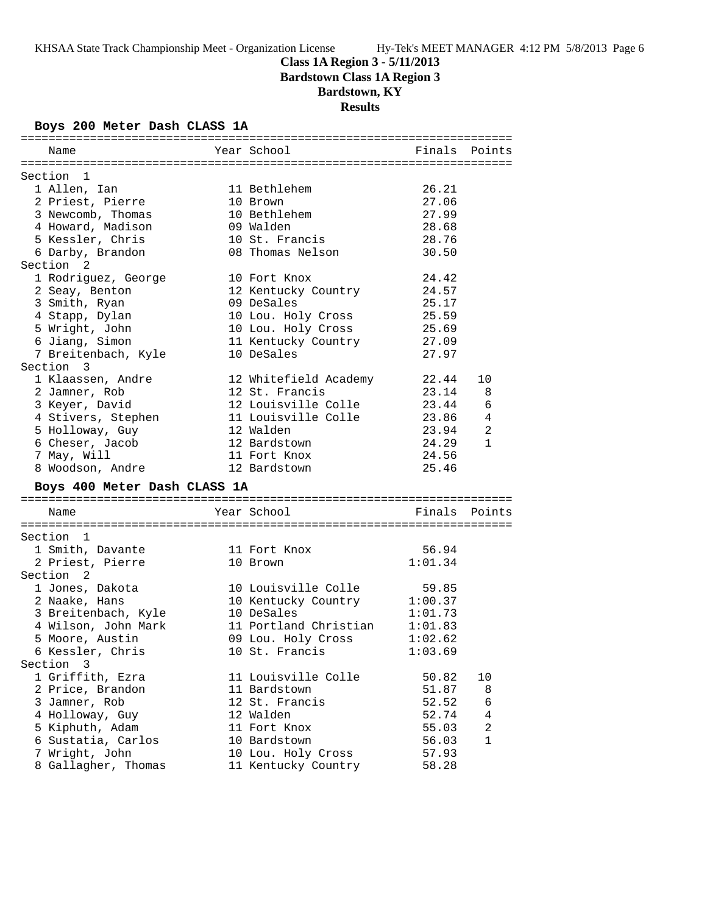# Class 1A Region 3 - 5/11/2013

## Bardstown Class 1A Region 3

## Bardstown, KY

## Results

### Boys 200 Meter Dash CLASS 1A

| Name | Year | School | Finals | Points |
|---|---|---|---|---|
| **Section 1** | | | | |
| 1 Allen, Ian | 11 | Bethlehem | 26.21 | |
| 2 Priest, Pierre | 10 | Brown | 27.06 | |
| 3 Newcomb, Thomas | 10 | Bethlehem | 27.99 | |
| 4 Howard, Madison | 09 | Walden | 28.68 | |
| 5 Kessler, Chris | 10 | St. Francis | 28.76 | |
| 6 Darby, Brandon | 08 | Thomas Nelson | 30.50 | |
| **Section 2** | | | | |
| 1 Rodriguez, George | 10 | Fort Knox | 24.42 | |
| 2 Seay, Benton | 12 | Kentucky Country | 24.57 | |
| 3 Smith, Ryan | 09 | DeSales | 25.17 | |
| 4 Stapp, Dylan | 10 | Lou. Holy Cross | 25.59 | |
| 5 Wright, John | 10 | Lou. Holy Cross | 25.69 | |
| 6 Jiang, Simon | 11 | Kentucky Country | 27.09 | |
| 7 Breitenbach, Kyle | 10 | DeSales | 27.97 | |
| **Section 3** | | | | |
| 1 Klaassen, Andre | 12 | Whitefield Academy | 22.44 | 10 |
| 2 Jamner, Rob | 12 | St. Francis | 23.14 | 8 |
| 3 Keyer, David | 12 | Louisville Colle | 23.44 | 6 |
| 4 Stivers, Stephen | 11 | Louisville Colle | 23.86 | 4 |
| 5 Holloway, Guy | 12 | Walden | 23.94 | 2 |
| 6 Cheser, Jacob | 12 | Bardstown | 24.29 | 1 |
| 7 May, Will | 11 | Fort Knox | 24.56 | |
| 8 Woodson, Andre | 12 | Bardstown | 25.46 | |

### Boys 400 Meter Dash CLASS 1A

| Name | Year | School | Finals | Points |
|---|---|---|---|---|
| **Section 1** | | | | |
| 1 Smith, Davante | 11 | Fort Knox | 56.94 | |
| 2 Priest, Pierre | 10 | Brown | 1:01.34 | |
| **Section 2** | | | | |
| 1 Jones, Dakota | 10 | Louisville Colle | 59.85 | |
| 2 Naake, Hans | 10 | Kentucky Country | 1:00.37 | |
| 3 Breitenbach, Kyle | 10 | DeSales | 1:01.73 | |
| 4 Wilson, John Mark | 11 | Portland Christian | 1:01.83 | |
| 5 Moore, Austin | 09 | Lou. Holy Cross | 1:02.62 | |
| 6 Kessler, Chris | 10 | St. Francis | 1:03.69 | |
| **Section 3** | | | | |
| 1 Griffith, Ezra | 11 | Louisville Colle | 50.82 | 10 |
| 2 Price, Brandon | 11 | Bardstown | 51.87 | 8 |
| 3 Jamner, Rob | 12 | St. Francis | 52.52 | 6 |
| 4 Holloway, Guy | 12 | Walden | 52.74 | 4 |
| 5 Kiphuth, Adam | 11 | Fort Knox | 55.03 | 2 |
| 6 Sustatia, Carlos | 10 | Bardstown | 56.03 | 1 |
| 7 Wright, John | 10 | Lou. Holy Cross | 57.93 | |
| 8 Gallagher, Thomas | 11 | Kentucky Country | 58.28 | |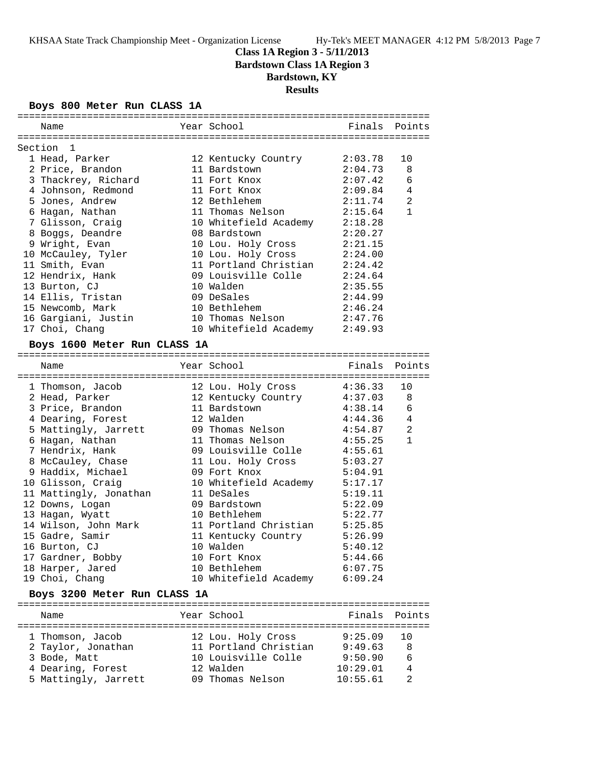# Class 1A Region 3 - 5/11/2013
## Bardstown Class 1A Region 3
## Bardstown, KY
## Results

### Boys 800 Meter Run CLASS 1A

Section 1

| Place | Name | Year | School | Finals | Points |
|---|---|---|---|---|---|
| 1 | Head, Parker | 12 | Kentucky Country | 2:03.78 | 10 |
| 2 | Price, Brandon | 11 | Bardstown | 2:04.73 | 8 |
| 3 | Thackrey, Richard | 11 | Fort Knox | 2:07.42 | 6 |
| 4 | Johnson, Redmond | 11 | Fort Knox | 2:09.84 | 4 |
| 5 | Jones, Andrew | 12 | Bethlehem | 2:11.74 | 2 |
| 6 | Hagan, Nathan | 11 | Thomas Nelson | 2:15.64 | 1 |
| 7 | Glisson, Craig | 10 | Whitefield Academy | 2:18.28 | |
| 8 | Boggs, Deandre | 08 | Bardstown | 2:20.27 | |
| 9 | Wright, Evan | 10 | Lou. Holy Cross | 2:21.15 | |
| 10 | McCauley, Tyler | 10 | Lou. Holy Cross | 2:24.00 | |
| 11 | Smith, Evan | 11 | Portland Christian | 2:24.42 | |
| 12 | Hendrix, Hank | 09 | Louisville Colle | 2:24.64 | |
| 13 | Burton, CJ | 10 | Walden | 2:35.55 | |
| 14 | Ellis, Tristan | 09 | DeSales | 2:44.99 | |
| 15 | Newcomb, Mark | 10 | Bethlehem | 2:46.24 | |
| 16 | Gargiani, Justin | 10 | Thomas Nelson | 2:47.76 | |
| 17 | Choi, Chang | 10 | Whitefield Academy | 2:49.93 | |

### Boys 1600 Meter Run CLASS 1A

| Place | Name | Year | School | Finals | Points |
|---|---|---|---|---|---|
| 1 | Thomson, Jacob | 12 | Lou. Holy Cross | 4:36.33 | 10 |
| 2 | Head, Parker | 12 | Kentucky Country | 4:37.03 | 8 |
| 3 | Price, Brandon | 11 | Bardstown | 4:38.14 | 6 |
| 4 | Dearing, Forest | 12 | Walden | 4:44.36 | 4 |
| 5 | Mattingly, Jarrett | 09 | Thomas Nelson | 4:54.87 | 2 |
| 6 | Hagan, Nathan | 11 | Thomas Nelson | 4:55.25 | 1 |
| 7 | Hendrix, Hank | 09 | Louisville Colle | 4:55.61 | |
| 8 | McCauley, Chase | 11 | Lou. Holy Cross | 5:03.27 | |
| 9 | Haddix, Michael | 09 | Fort Knox | 5:04.91 | |
| 10 | Glisson, Craig | 10 | Whitefield Academy | 5:17.17 | |
| 11 | Mattingly, Jonathan | 11 | DeSales | 5:19.11 | |
| 12 | Downs, Logan | 09 | Bardstown | 5:22.09 | |
| 13 | Hagan, Wyatt | 10 | Bethlehem | 5:22.77 | |
| 14 | Wilson, John Mark | 11 | Portland Christian | 5:25.85 | |
| 15 | Gadre, Samir | 11 | Kentucky Country | 5:26.99 | |
| 16 | Burton, CJ | 10 | Walden | 5:40.12 | |
| 17 | Gardner, Bobby | 10 | Fort Knox | 5:44.66 | |
| 18 | Harper, Jared | 10 | Bethlehem | 6:07.75 | |
| 19 | Choi, Chang | 10 | Whitefield Academy | 6:09.24 | |

### Boys 3200 Meter Run CLASS 1A

| Place | Name | Year | School | Finals | Points |
|---|---|---|---|---|---|
| 1 | Thomson, Jacob | 12 | Lou. Holy Cross | 9:25.09 | 10 |
| 2 | Taylor, Jonathan | 11 | Portland Christian | 9:49.63 | 8 |
| 3 | Bode, Matt | 10 | Louisville Colle | 9:50.90 | 6 |
| 4 | Dearing, Forest | 12 | Walden | 10:29.01 | 4 |
| 5 | Mattingly, Jarrett | 09 | Thomas Nelson | 10:55.61 | 2 |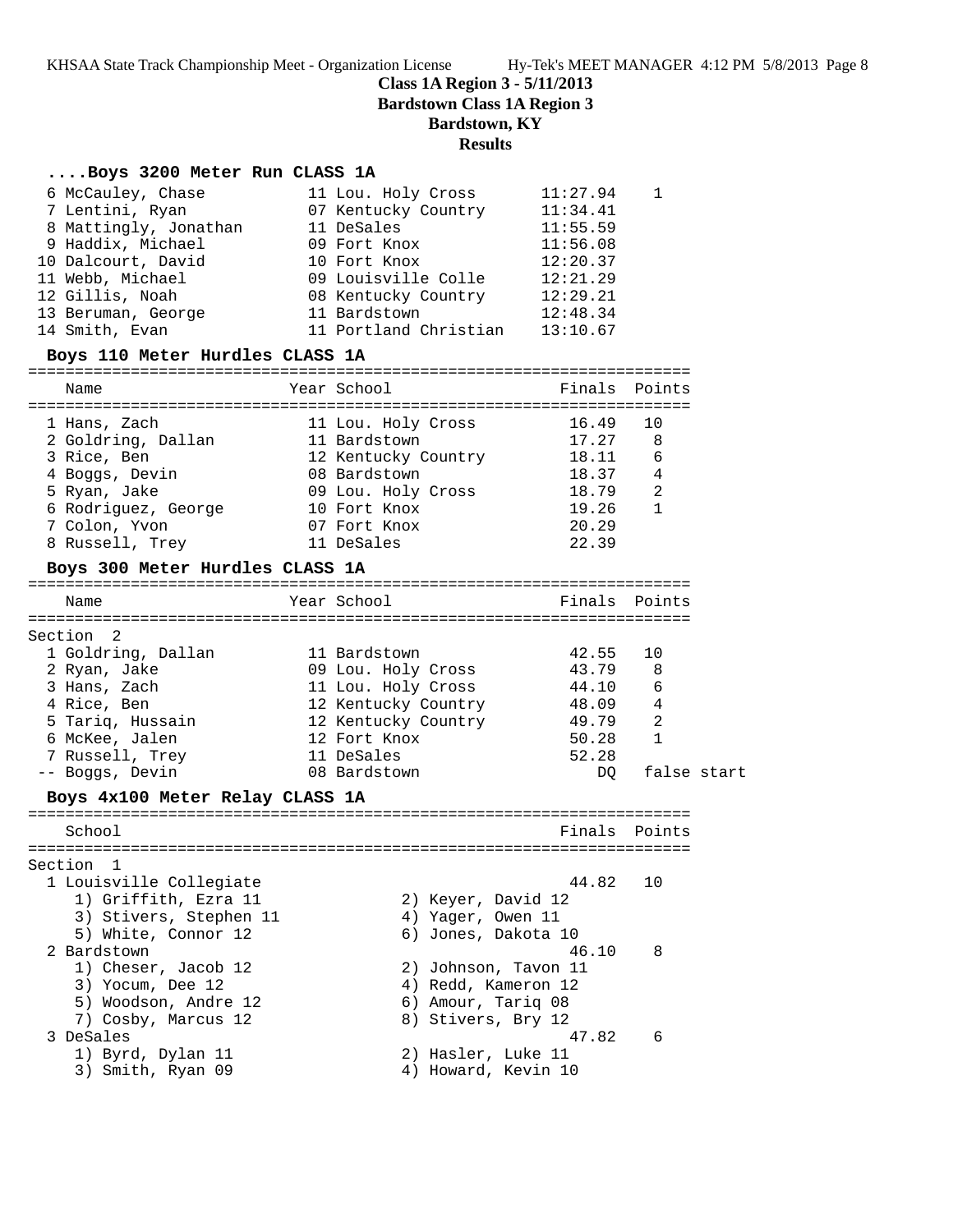# Class 1A Region 3 - 5/11/2013
## Bardstown Class 1A Region 3
## Bardstown, KY
## Results

### ....Boys 3200 Meter Run CLASS 1A

| Name | Year School | Finals | Points |
|---|---|---|---|
| 6 McCauley, Chase | 11 Lou. Holy Cross | 11:27.94 | 1 |
| 7 Lentini, Ryan | 07 Kentucky Country | 11:34.41 | |
| 8 Mattingly, Jonathan | 11 DeSales | 11:55.59 | |
| 9 Haddix, Michael | 09 Fort Knox | 11:56.08 | |
| 10 Dalcourt, David | 10 Fort Knox | 12:20.37 | |
| 11 Webb, Michael | 09 Louisville Colle | 12:21.29 | |
| 12 Gillis, Noah | 08 Kentucky Country | 12:29.21 | |
| 13 Beruman, George | 11 Bardstown | 12:48.34 | |
| 14 Smith, Evan | 11 Portland Christian | 13:10.67 | |

### Boys 110 Meter Hurdles CLASS 1A

| Name | Year School | Finals | Points |
|---|---|---|---|
| 1 Hans, Zach | 11 Lou. Holy Cross | 16.49 | 10 |
| 2 Goldring, Dallan | 11 Bardstown | 17.27 | 8 |
| 3 Rice, Ben | 12 Kentucky Country | 18.11 | 6 |
| 4 Boggs, Devin | 08 Bardstown | 18.37 | 4 |
| 5 Ryan, Jake | 09 Lou. Holy Cross | 18.79 | 2 |
| 6 Rodriguez, George | 10 Fort Knox | 19.26 | 1 |
| 7 Colon, Yvon | 07 Fort Knox | 20.29 | |
| 8 Russell, Trey | 11 DeSales | 22.39 | |

### Boys 300 Meter Hurdles CLASS 1A

| Name | Year School | Finals | Points |
|---|---|---|---|
| **Section 2** | | | |
| 1 Goldring, Dallan | 11 Bardstown | 42.55 | 10 |
| 2 Ryan, Jake | 09 Lou. Holy Cross | 43.79 | 8 |
| 3 Hans, Zach | 11 Lou. Holy Cross | 44.10 | 6 |
| 4 Rice, Ben | 12 Kentucky Country | 48.09 | 4 |
| 5 Tariq, Hussain | 12 Kentucky Country | 49.79 | 2 |
| 6 McKee, Jalen | 12 Fort Knox | 50.28 | 1 |
| 7 Russell, Trey | 11 DeSales | 52.28 | |
| -- Boggs, Devin | 08 Bardstown | DQ | false start |

### Boys 4x100 Meter Relay CLASS 1A

| School | | Finals | Points |
|---|---|---|---|
| **Section 1** | | | |
| 1 Louisville Collegiate | | 44.82 | 10 |
| 1) Griffith, Ezra 11 | 2) Keyer, David 12 | | |
| 3) Stivers, Stephen 11 | 4) Yager, Owen 11 | | |
| 5) White, Connor 12 | 6) Jones, Dakota 10 | | |
| 2 Bardstown | | 46.10 | 8 |
| 1) Cheser, Jacob 12 | 2) Johnson, Tavon 11 | | |
| 3) Yocum, Dee 12 | 4) Redd, Kameron 12 | | |
| 5) Woodson, Andre 12 | 6) Amour, Tariq 08 | | |
| 7) Cosby, Marcus 12 | 8) Stivers, Bry 12 | | |
| 3 DeSales | | 47.82 | 6 |
| 1) Byrd, Dylan 11 | 2) Hasler, Luke 11 | | |
| 3) Smith, Ryan 09 | 4) Howard, Kevin 10 | | |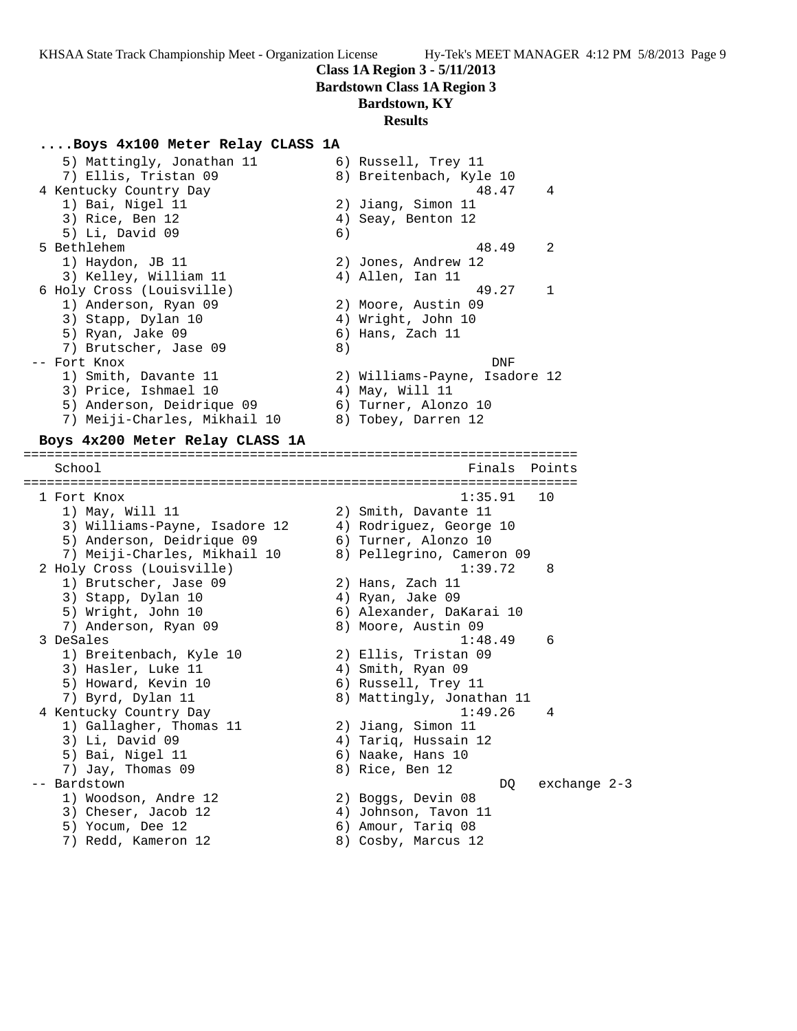Class 1A Region 3 - 5/11/2013
Bardstown Class 1A Region 3
Bardstown, KY
**Results**

### ....Boys 4x100 Meter Relay CLASS 1A

```
    5) Mattingly, Jonathan 11          6) Russell, Trey 11
    7) Ellis, Tristan 09               8) Breitenbach, Kyle 10
  4 Kentucky Country Day                              48.47    4
    1) Bai, Nigel 11                   2) Jiang, Simon 11
    3) Rice, Ben 12                    4) Seay, Benton 12
    5) Li, David 09                    6)
  5 Bethlehem                                         48.49    2
    1) Haydon, JB 11                   2) Jones, Andrew 12
    3) Kelley, William 11              4) Allen, Ian 11
  6 Holy Cross (Louisville)                           49.27    1
    1) Anderson, Ryan 09               2) Moore, Austin 09
    3) Stapp, Dylan 10                 4) Wright, John 10
    5) Ryan, Jake 09                   6) Hans, Zach 11
    7) Brutscher, Jase 09              8)
 -- Fort Knox                                           DNF
    1) Smith, Davante 11               2) Williams-Payne, Isadore 12
    3) Price, Ishmael 10               4) May, Will 11
    5) Anderson, Deidrique 09          6) Turner, Alonzo 10
    7) Meiji-Charles, Mikhail 10       8) Tobey, Darren 12
```

### Boys 4x200 Meter Relay CLASS 1A

```
=======================================================================
    School                                            Finals  Points
=======================================================================
  1 Fort Knox                                        1:35.91   10
    1) May, Will 11                    2) Smith, Davante 11
    3) Williams-Payne, Isadore 12      4) Rodriguez, George 10
    5) Anderson, Deidrique 09          6) Turner, Alonzo 10
    7) Meiji-Charles, Mikhail 10       8) Pellegrino, Cameron 09
  2 Holy Cross (Louisville)                          1:39.72    8
    1) Brutscher, Jase 09              2) Hans, Zach 11
    3) Stapp, Dylan 10                 4) Ryan, Jake 09
    5) Wright, John 10                 6) Alexander, DaKarai 10
    7) Anderson, Ryan 09               8) Moore, Austin 09
  3 DeSales                                          1:48.49    6
    1) Breitenbach, Kyle 10            2) Ellis, Tristan 09
    3) Hasler, Luke 11                 4) Smith, Ryan 09
    5) Howard, Kevin 10                6) Russell, Trey 11
    7) Byrd, Dylan 11                  8) Mattingly, Jonathan 11
  4 Kentucky Country Day                             1:49.26    4
    1) Gallagher, Thomas 11            2) Jiang, Simon 11
    3) Li, David 09                    4) Tariq, Hussain 12
    5) Bai, Nigel 11                   6) Naake, Hans 10
    7) Jay, Thomas 09                  8) Rice, Ben 12
 -- Bardstown                                            DQ   exchange 2-3
    1) Woodson, Andre 12               2) Boggs, Devin 08
    3) Cheser, Jacob 12                4) Johnson, Tavon 11
    5) Yocum, Dee 12                   6) Amour, Tariq 08
    7) Redd, Kameron 12                8) Cosby, Marcus 12
```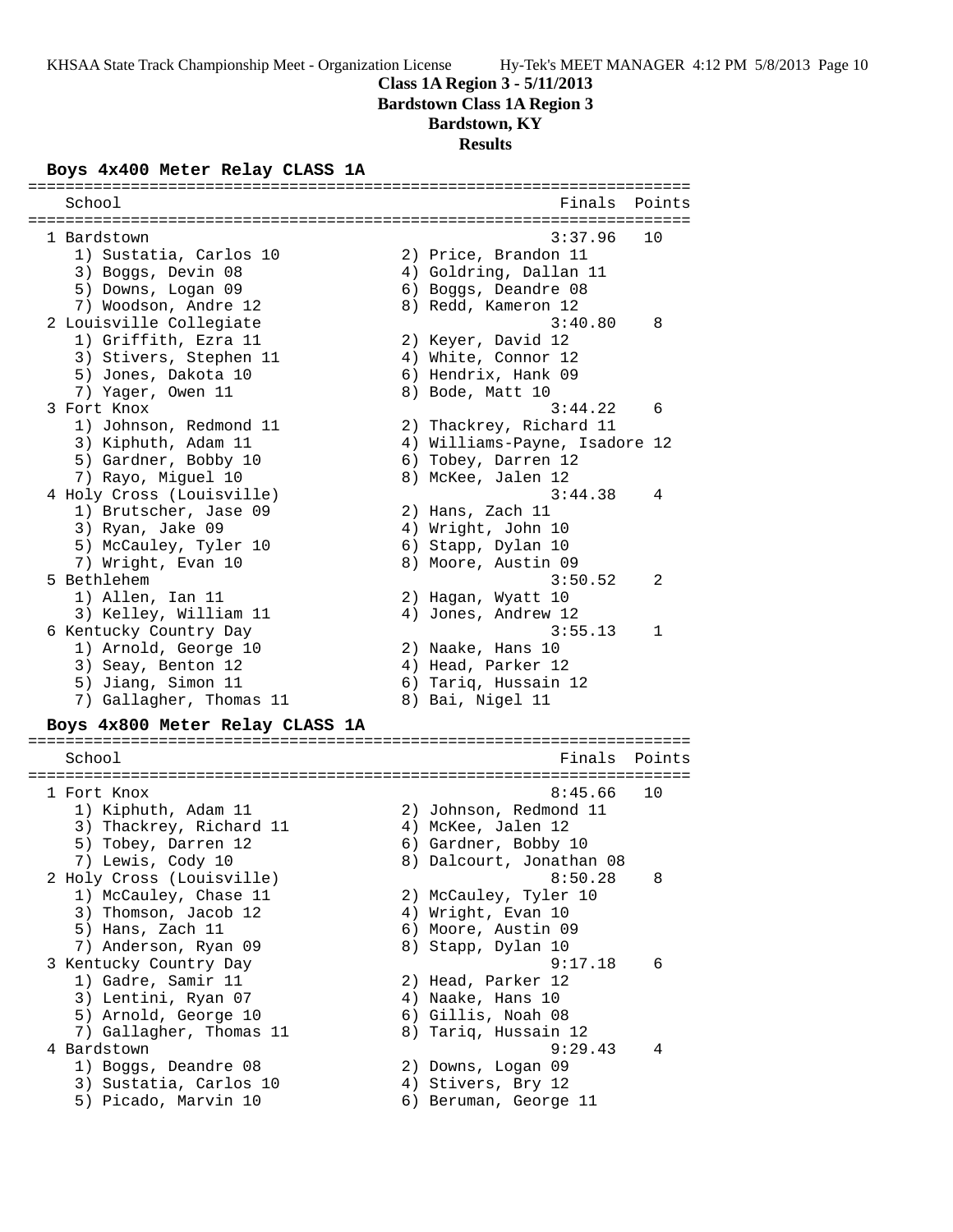# Class 1A Region 3 - 5/11/2013

## Bardstown Class 1A Region 3

## Bardstown, KY

## Results

### Boys 4x400 Meter Relay CLASS 1A

| School | Finals | Points |
|---|---|---|
| 1 Bardstown | 3:37.96 | 10 |
| 1) Sustatia, Carlos 10; 2) Price, Brandon 11; 3) Boggs, Devin 08; 4) Goldring, Dallan 11; 5) Downs, Logan 09; 6) Boggs, Deandre 08; 7) Woodson, Andre 12; 8) Redd, Kameron 12 | | |
| 2 Louisville Collegiate | 3:40.80 | 8 |
| 1) Griffith, Ezra 11; 2) Keyer, David 12; 3) Stivers, Stephen 11; 4) White, Connor 12; 5) Jones, Dakota 10; 6) Hendrix, Hank 09; 7) Yager, Owen 11; 8) Bode, Matt 10 | | |
| 3 Fort Knox | 3:44.22 | 6 |
| 1) Johnson, Redmond 11; 2) Thackrey, Richard 11; 3) Kiphuth, Adam 11; 4) Williams-Payne, Isadore 12; 5) Gardner, Bobby 10; 6) Tobey, Darren 12; 7) Rayo, Miguel 10; 8) McKee, Jalen 12 | | |
| 4 Holy Cross (Louisville) | 3:44.38 | 4 |
| 1) Brutscher, Jase 09; 2) Hans, Zach 11; 3) Ryan, Jake 09; 4) Wright, John 10; 5) McCauley, Tyler 10; 6) Stapp, Dylan 10; 7) Wright, Evan 10; 8) Moore, Austin 09 | | |
| 5 Bethlehem | 3:50.52 | 2 |
| 1) Allen, Ian 11; 2) Hagan, Wyatt 10; 3) Kelley, William 11; 4) Jones, Andrew 12 | | |
| 6 Kentucky Country Day | 3:55.13 | 1 |
| 1) Arnold, George 10; 2) Naake, Hans 10; 3) Seay, Benton 12; 4) Head, Parker 12; 5) Jiang, Simon 11; 6) Tariq, Hussain 12; 7) Gallagher, Thomas 11; 8) Bai, Nigel 11 | | |

### Boys 4x800 Meter Relay CLASS 1A

| School | Finals | Points |
|---|---|---|
| 1 Fort Knox | 8:45.66 | 10 |
| 1) Kiphuth, Adam 11; 2) Johnson, Redmond 11; 3) Thackrey, Richard 11; 4) McKee, Jalen 12; 5) Tobey, Darren 12; 6) Gardner, Bobby 10; 7) Lewis, Cody 10; 8) Dalcourt, Jonathan 08 | | |
| 2 Holy Cross (Louisville) | 8:50.28 | 8 |
| 1) McCauley, Chase 11; 2) McCauley, Tyler 10; 3) Thomson, Jacob 12; 4) Wright, Evan 10; 5) Hans, Zach 11; 6) Moore, Austin 09; 7) Anderson, Ryan 09; 8) Stapp, Dylan 10 | | |
| 3 Kentucky Country Day | 9:17.18 | 6 |
| 1) Gadre, Samir 11; 2) Head, Parker 12; 3) Lentini, Ryan 07; 4) Naake, Hans 10; 5) Arnold, George 10; 6) Gillis, Noah 08; 7) Gallagher, Thomas 11; 8) Tariq, Hussain 12 | | |
| 4 Bardstown | 9:29.43 | 4 |
| 1) Boggs, Deandre 08; 2) Downs, Logan 09; 3) Sustatia, Carlos 10; 4) Stivers, Bry 12; 5) Picado, Marvin 10; 6) Beruman, George 11 | | |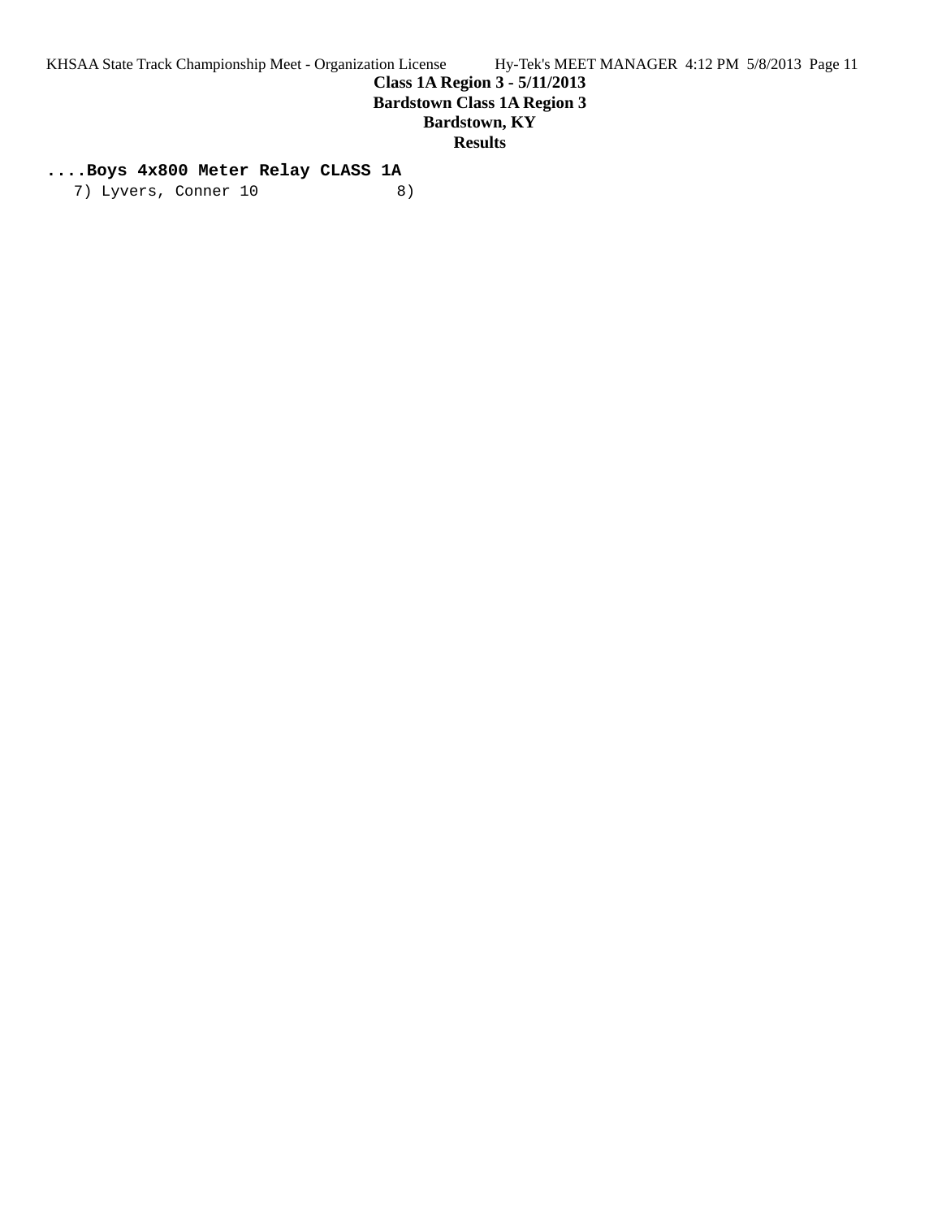**....Boys 4x800 Meter Relay CLASS 1A**

```
   7) Lyvers, Conner 10              8)
```